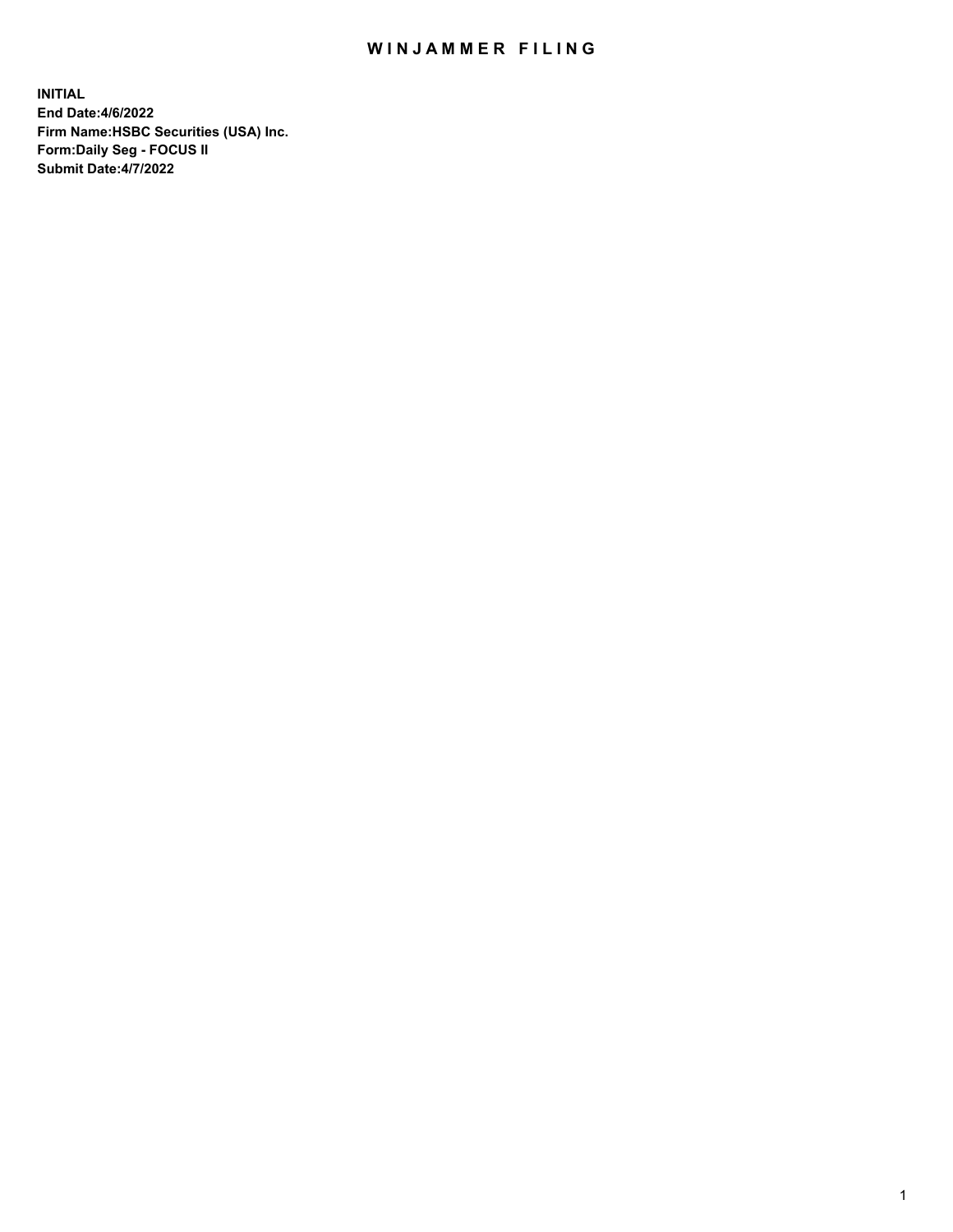# WINJAMMER FILING

**INITIAL**
**End Date:4/6/2022**
**Firm Name:HSBC Securities (USA) Inc.**
**Form:Daily Seg - FOCUS II**
**Submit Date:4/7/2022**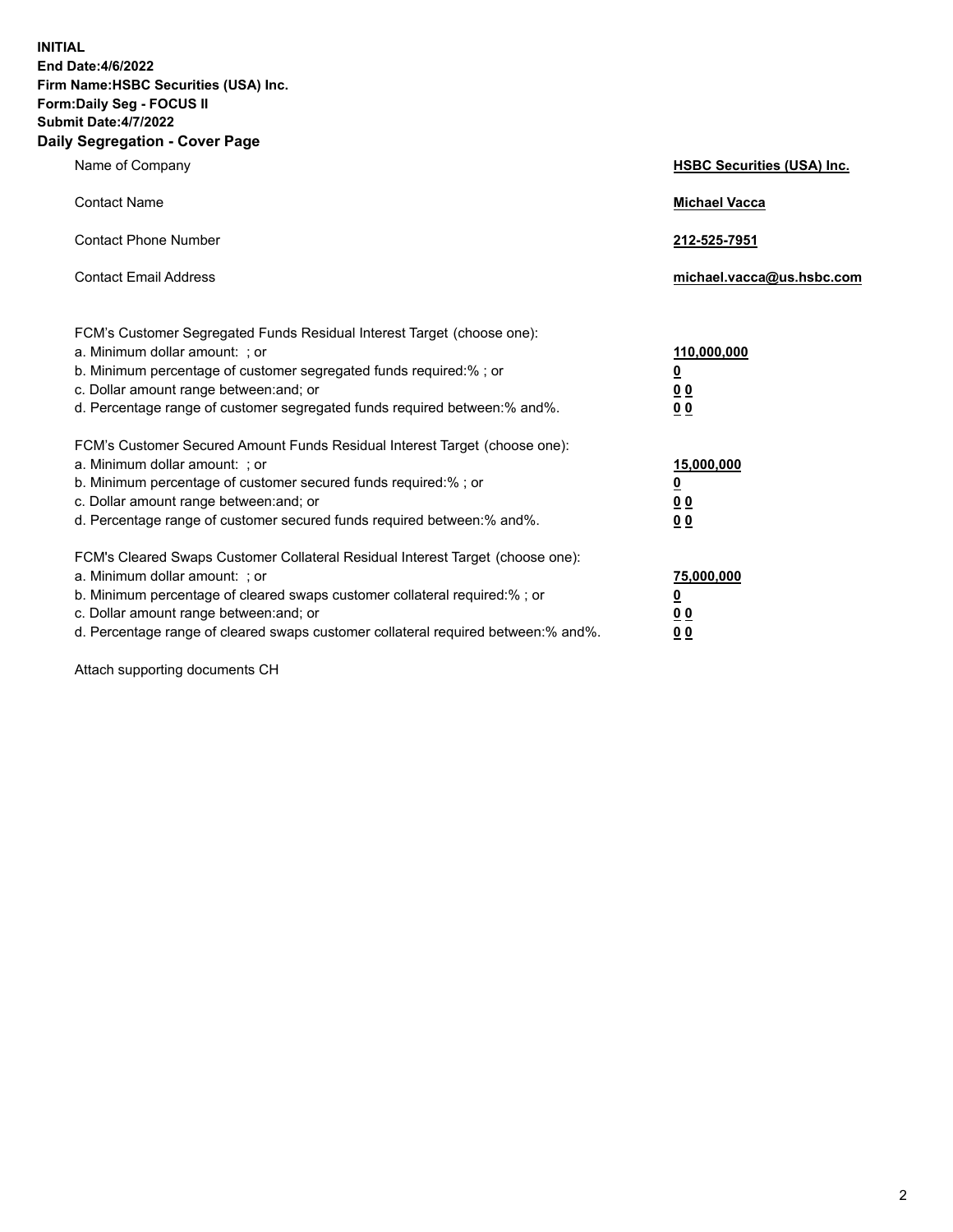**INITIAL**
**End Date:4/6/2022**
**Firm Name:HSBC Securities (USA) Inc.**
**Form:Daily Seg - FOCUS II**
**Submit Date:4/7/2022**

## Daily Segregation - Cover Page

| | |
|---|---|
| Name of Company | **HSBC Securities (USA) Inc.** |
| Contact Name | **Michael Vacca** |
| Contact Phone Number | **212-525-7951** |
| Contact Email Address | **michael.vacca@us.hsbc.com** |

| | |
|---|---|
| FCM's Customer Segregated Funds Residual Interest Target (choose one): | |
| a. Minimum dollar amount: ; or | **110,000,000** |
| b. Minimum percentage of customer segregated funds required:% ; or | **0** |
| c. Dollar amount range between:and; or | **0 0** |
| d. Percentage range of customer segregated funds required between:% and%. | **0 0** |
| FCM's Customer Secured Amount Funds Residual Interest Target (choose one): | |
| a. Minimum dollar amount: ; or | **15,000,000** |
| b. Minimum percentage of customer secured funds required:% ; or | **0** |
| c. Dollar amount range between:and; or | **0 0** |
| d. Percentage range of customer secured funds required between:% and%. | **0 0** |
| FCM's Cleared Swaps Customer Collateral Residual Interest Target (choose one): | |
| a. Minimum dollar amount: ; or | **75,000,000** |
| b. Minimum percentage of cleared swaps customer collateral required:% ; or | **0** |
| c. Dollar amount range between:and; or | **0 0** |
| d. Percentage range of cleared swaps customer collateral required between:% and%. | **0 0** |

Attach supporting documents CH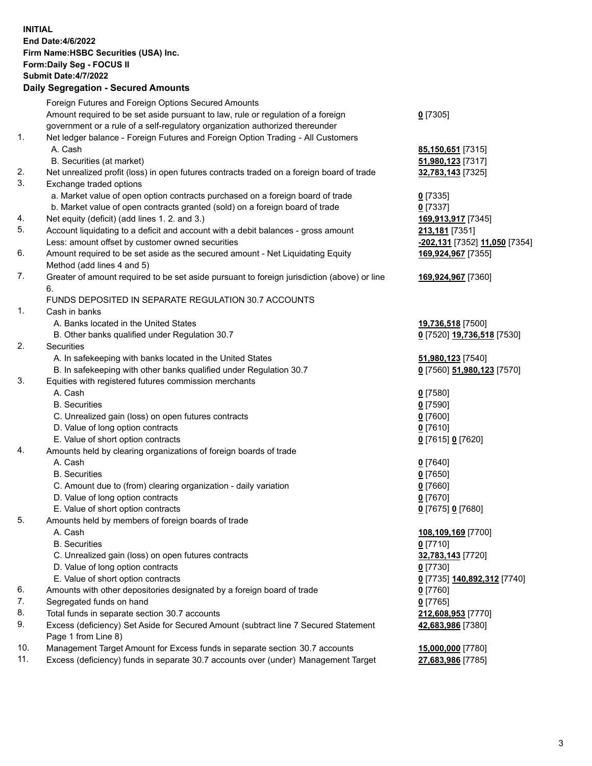**INITIAL**
**End Date:4/6/2022**
**Firm Name:HSBC Securities (USA) Inc.**
**Form:Daily Seg - FOCUS II**
**Submit Date:4/7/2022**

## Daily Segregation - Secured Amounts

| | | |
|---|---|---|
| | Foreign Futures and Foreign Options Secured Amounts | |
| | Amount required to be set aside pursuant to law, rule or regulation of a foreign government or a rule of a self-regulatory organization authorized thereunder | **0** [7305] |
| 1. | Net ledger balance - Foreign Futures and Foreign Option Trading - All Customers | |
| | A. Cash | **85,150,651** [7315] |
| | B. Securities (at market) | **51,980,123** [7317] |
| 2. | Net unrealized profit (loss) in open futures contracts traded on a foreign board of trade | **32,783,143** [7325] |
| 3. | Exchange traded options | |
| | a. Market value of open option contracts purchased on a foreign board of trade | **0** [7335] |
| | b. Market value of open contracts granted (sold) on a foreign board of trade | **0** [7337] |
| 4. | Net equity (deficit) (add lines 1. 2. and 3.) | **169,913,917** [7345] |
| 5. | Account liquidating to a deficit and account with a debit balances - gross amount | **213,181** [7351] |
| | Less: amount offset by customer owned securities | **-202,131** [7352] **11,050** [7354] |
| 6. | Amount required to be set aside as the secured amount - Net Liquidating Equity Method (add lines 4 and 5) | **169,924,967** [7355] |
| 7. | Greater of amount required to be set aside pursuant to foreign jurisdiction (above) or line 6. | **169,924,967** [7360] |
| | FUNDS DEPOSITED IN SEPARATE REGULATION 30.7 ACCOUNTS | |
| 1. | Cash in banks | |
| | A. Banks located in the United States | **19,736,518** [7500] |
| | B. Other banks qualified under Regulation 30.7 | **0** [7520] **19,736,518** [7530] |
| 2. | Securities | |
| | A. In safekeeping with banks located in the United States | **51,980,123** [7540] |
| | B. In safekeeping with other banks qualified under Regulation 30.7 | **0** [7560] **51,980,123** [7570] |
| 3. | Equities with registered futures commission merchants | |
| | A. Cash | **0** [7580] |
| | B. Securities | **0** [7590] |
| | C. Unrealized gain (loss) on open futures contracts | **0** [7600] |
| | D. Value of long option contracts | **0** [7610] |
| | E. Value of short option contracts | **0** [7615] **0** [7620] |
| 4. | Amounts held by clearing organizations of foreign boards of trade | |
| | A. Cash | **0** [7640] |
| | B. Securities | **0** [7650] |
| | C. Amount due to (from) clearing organization - daily variation | **0** [7660] |
| | D. Value of long option contracts | **0** [7670] |
| | E. Value of short option contracts | **0** [7675] **0** [7680] |
| 5. | Amounts held by members of foreign boards of trade | |
| | A. Cash | **108,109,169** [7700] |
| | B. Securities | **0** [7710] |
| | C. Unrealized gain (loss) on open futures contracts | **32,783,143** [7720] |
| | D. Value of long option contracts | **0** [7730] |
| | E. Value of short option contracts | **0** [7735] **140,892,312** [7740] |
| 6. | Amounts with other depositories designated by a foreign board of trade | **0** [7760] |
| 7. | Segregated funds on hand | **0** [7765] |
| 8. | Total funds in separate section 30.7 accounts | **212,608,953** [7770] |
| 9. | Excess (deficiency) Set Aside for Secured Amount (subtract line 7 Secured Statement Page 1 from Line 8) | **42,683,986** [7380] |
| 10. | Management Target Amount for Excess funds in separate section 30.7 accounts | **15,000,000** [7780] |
| 11. | Excess (deficiency) funds in separate 30.7 accounts over (under) Management Target | **27,683,986** [7785] |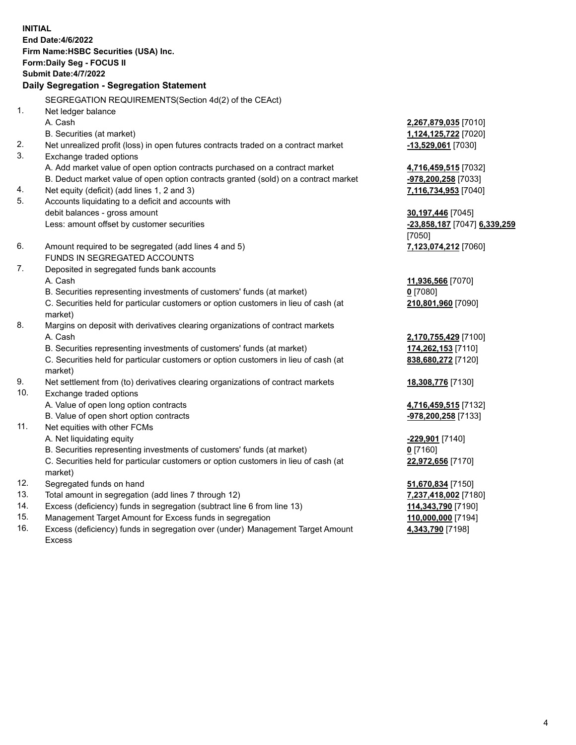**INITIAL**
**End Date:4/6/2022**
**Firm Name:HSBC Securities (USA) Inc.**
**Form:Daily Seg - FOCUS II**
**Submit Date:4/7/2022**

## Daily Segregation - Segregation Statement

| | | |
|---|---|---|
| | SEGREGATION REQUIREMENTS(Section 4d(2) of the CEAct) | |
| 1. | Net ledger balance | |
| | A. Cash | **2,267,879,035** [7010] |
| | B. Securities (at market) | **1,124,125,722** [7020] |
| 2. | Net unrealized profit (loss) in open futures contracts traded on a contract market | **-13,529,061** [7030] |
| 3. | Exchange traded options | |
| | A. Add market value of open option contracts purchased on a contract market | **4,716,459,515** [7032] |
| | B. Deduct market value of open option contracts granted (sold) on a contract market | **-978,200,258** [7033] |
| 4. | Net equity (deficit) (add lines 1, 2 and 3) | **7,116,734,953** [7040] |
| 5. | Accounts liquidating to a deficit and accounts with debit balances - gross amount | **30,197,446** [7045] |
| | Less: amount offset by customer securities | **-23,858,187** [7047] **6,339,259** [7050] |
| 6. | Amount required to be segregated (add lines 4 and 5) | **7,123,074,212** [7060] |
| | FUNDS IN SEGREGATED ACCOUNTS | |
| 7. | Deposited in segregated funds bank accounts | |
| | A. Cash | **11,936,566** [7070] |
| | B. Securities representing investments of customers' funds (at market) | **0** [7080] |
| | C. Securities held for particular customers or option customers in lieu of cash (at market) | **210,801,960** [7090] |
| 8. | Margins on deposit with derivatives clearing organizations of contract markets | |
| | A. Cash | **2,170,755,429** [7100] |
| | B. Securities representing investments of customers' funds (at market) | **174,262,153** [7110] |
| | C. Securities held for particular customers or option customers in lieu of cash (at market) | **838,680,272** [7120] |
| 9. | Net settlement from (to) derivatives clearing organizations of contract markets | **18,308,776** [7130] |
| 10. | Exchange traded options | |
| | A. Value of open long option contracts | **4,716,459,515** [7132] |
| | B. Value of open short option contracts | **-978,200,258** [7133] |
| 11. | Net equities with other FCMs | |
| | A. Net liquidating equity | **-229,901** [7140] |
| | B. Securities representing investments of customers' funds (at market) | **0** [7160] |
| | C. Securities held for particular customers or option customers in lieu of cash (at market) | **22,972,656** [7170] |
| 12. | Segregated funds on hand | **51,670,834** [7150] |
| 13. | Total amount in segregation (add lines 7 through 12) | **7,237,418,002** [7180] |
| 14. | Excess (deficiency) funds in segregation (subtract line 6 from line 13) | **114,343,790** [7190] |
| 15. | Management Target Amount for Excess funds in segregation | **110,000,000** [7194] |
| 16. | Excess (deficiency) funds in segregation over (under) Management Target Amount Excess | **4,343,790** [7198] |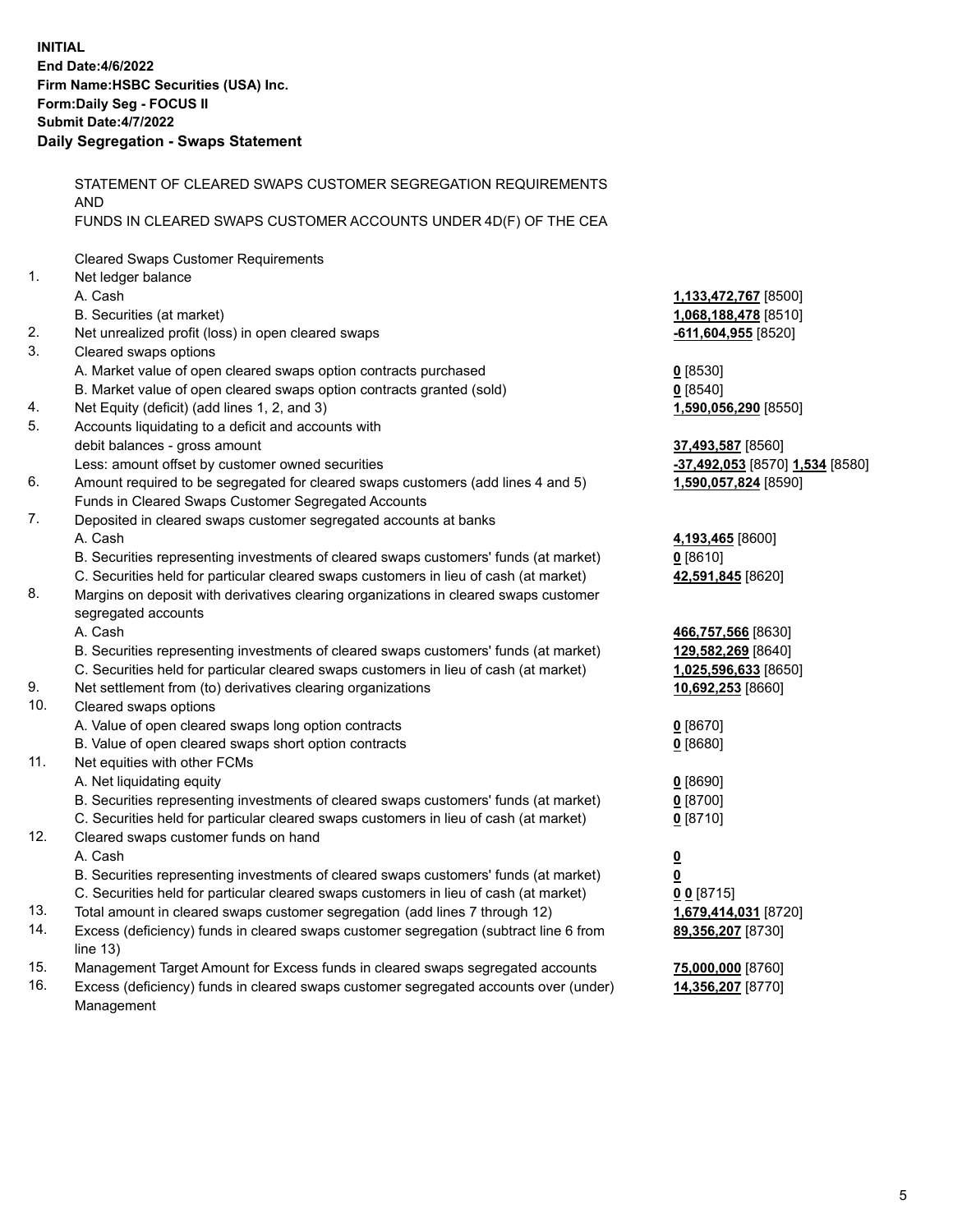**INITIAL**
**End Date:4/6/2022**
**Firm Name:HSBC Securities (USA) Inc.**
**Form:Daily Seg - FOCUS II**
**Submit Date:4/7/2022**
**Daily Segregation - Swaps Statement**

STATEMENT OF CLEARED SWAPS CUSTOMER SEGREGATION REQUIREMENTS AND FUNDS IN CLEARED SWAPS CUSTOMER ACCOUNTS UNDER 4D(F) OF THE CEA

| | | |
|---|---|---|
| | Cleared Swaps Customer Requirements | |
| 1. | Net ledger balance | |
| | A. Cash | **1,133,472,767** [8500] |
| | B. Securities (at market) | **1,068,188,478** [8510] |
| 2. | Net unrealized profit (loss) in open cleared swaps | **-611,604,955** [8520] |
| 3. | Cleared swaps options | |
| | A. Market value of open cleared swaps option contracts purchased | **0** [8530] |
| | B. Market value of open cleared swaps option contracts granted (sold) | **0** [8540] |
| 4. | Net Equity (deficit) (add lines 1, 2, and 3) | **1,590,056,290** [8550] |
| 5. | Accounts liquidating to a deficit and accounts with debit balances - gross amount | **37,493,587** [8560] |
| | Less: amount offset by customer owned securities | **-37,492,053** [8570] **1,534** [8580] |
| 6. | Amount required to be segregated for cleared swaps customers (add lines 4 and 5) | **1,590,057,824** [8590] |
| | Funds in Cleared Swaps Customer Segregated Accounts | |
| 7. | Deposited in cleared swaps customer segregated accounts at banks | |
| | A. Cash | **4,193,465** [8600] |
| | B. Securities representing investments of cleared swaps customers' funds (at market) | **0** [8610] |
| | C. Securities held for particular cleared swaps customers in lieu of cash (at market) | **42,591,845** [8620] |
| 8. | Margins on deposit with derivatives clearing organizations in cleared swaps customer segregated accounts | |
| | A. Cash | **466,757,566** [8630] |
| | B. Securities representing investments of cleared swaps customers' funds (at market) | **129,582,269** [8640] |
| | C. Securities held for particular cleared swaps customers in lieu of cash (at market) | **1,025,596,633** [8650] |
| 9. | Net settlement from (to) derivatives clearing organizations | **10,692,253** [8660] |
| 10. | Cleared swaps options | |
| | A. Value of open cleared swaps long option contracts | **0** [8670] |
| | B. Value of open cleared swaps short option contracts | **0** [8680] |
| 11. | Net equities with other FCMs | |
| | A. Net liquidating equity | **0** [8690] |
| | B. Securities representing investments of cleared swaps customers' funds (at market) | **0** [8700] |
| | C. Securities held for particular cleared swaps customers in lieu of cash (at market) | **0** [8710] |
| 12. | Cleared swaps customer funds on hand | |
| | A. Cash | **0** |
| | B. Securities representing investments of cleared swaps customers' funds (at market) | **0** |
| | C. Securities held for particular cleared swaps customers in lieu of cash (at market) | **0** **0** [8715] |
| 13. | Total amount in cleared swaps customer segregation (add lines 7 through 12) | **1,679,414,031** [8720] |
| 14. | Excess (deficiency) funds in cleared swaps customer segregation (subtract line 6 from line 13) | **89,356,207** [8730] |
| 15. | Management Target Amount for Excess funds in cleared swaps segregated accounts | **75,000,000** [8760] |
| 16. | Excess (deficiency) funds in cleared swaps customer segregated accounts over (under) Management | **14,356,207** [8770] |